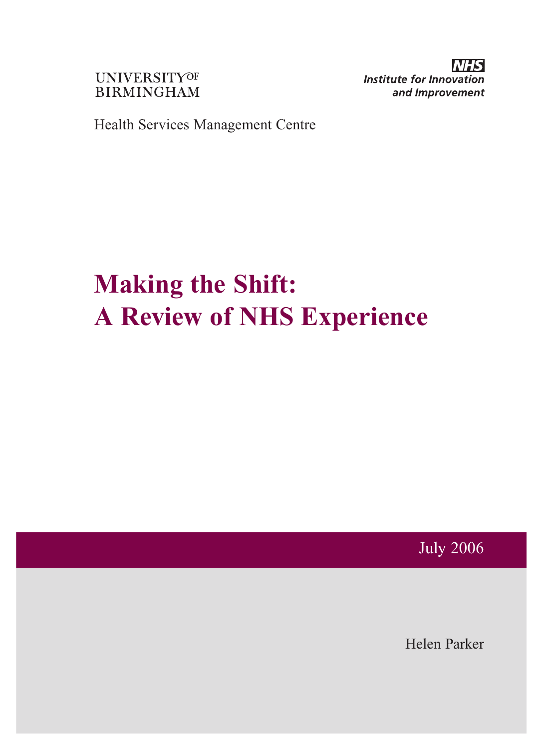UNIVERSITY OF BIRMINGHAM

NHS Institute for Innovation and Improvement

Health Services Management Centre

# Making the Shift: A Review of NHS Experience

July 2006

Helen Parker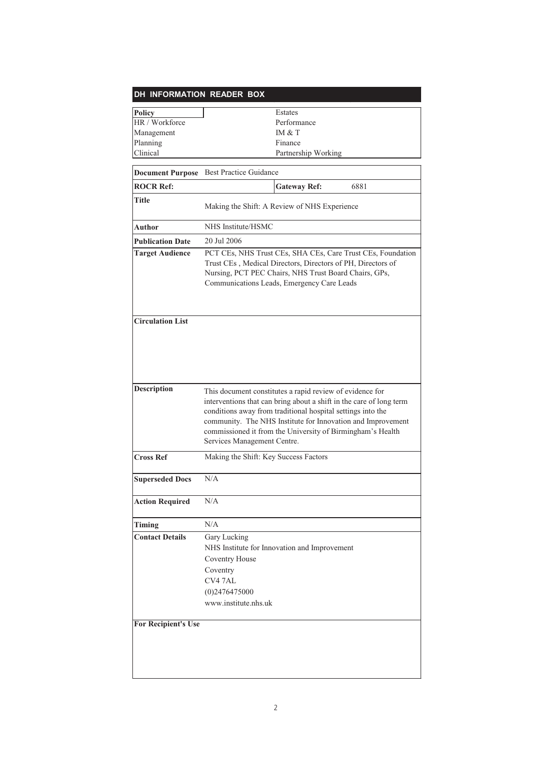## DH INFORMATION READER BOX

| | |
|---|---|
| **Policy** | Estates |
| HR / Workforce | Performance |
| Management | IM & T |
| Planning | Finance |
| Clinical | Partnership Working |

| | | | |
|---|---|---|---|
| **Document Purpose** | Best Practice Guidance | | |
| **ROCR Ref:** | | **Gateway Ref:** | 6881 |
| **Title** | Making the Shift: A Review of NHS Experience | | |
| **Author** | NHS Institute/HSMC | | |
| **Publication Date** | 20 Jul 2006 | | |
| **Target Audience** | PCT CEs, NHS Trust CEs, SHA CEs, Care Trust CEs, Foundation Trust CEs , Medical Directors, Directors of PH, Directors of Nursing, PCT PEC Chairs, NHS Trust Board Chairs, GPs, Communications Leads, Emergency Care Leads | | |
| **Circulation List** | | | |
| **Description** | This document constitutes a rapid review of evidence for interventions that can bring about a shift in the care of long term conditions away from traditional hospital settings into the community. The NHS Institute for Innovation and Improvement commissioned it from the University of Birmingham's Health Services Management Centre. | | |
| **Cross Ref** | Making the Shift: Key Success Factors | | |
| **Superseded Docs** | N/A | | |
| **Action Required** | N/A | | |
| **Timing** | N/A | | |
| **Contact Details** | Gary Lucking<br>NHS Institute for Innovation and Improvement<br>Coventry House<br>Coventry<br>CV4 7AL<br>(0)2476475000<br>www.institute.nhs.uk | | |
| **For Recipient's Use** | | | |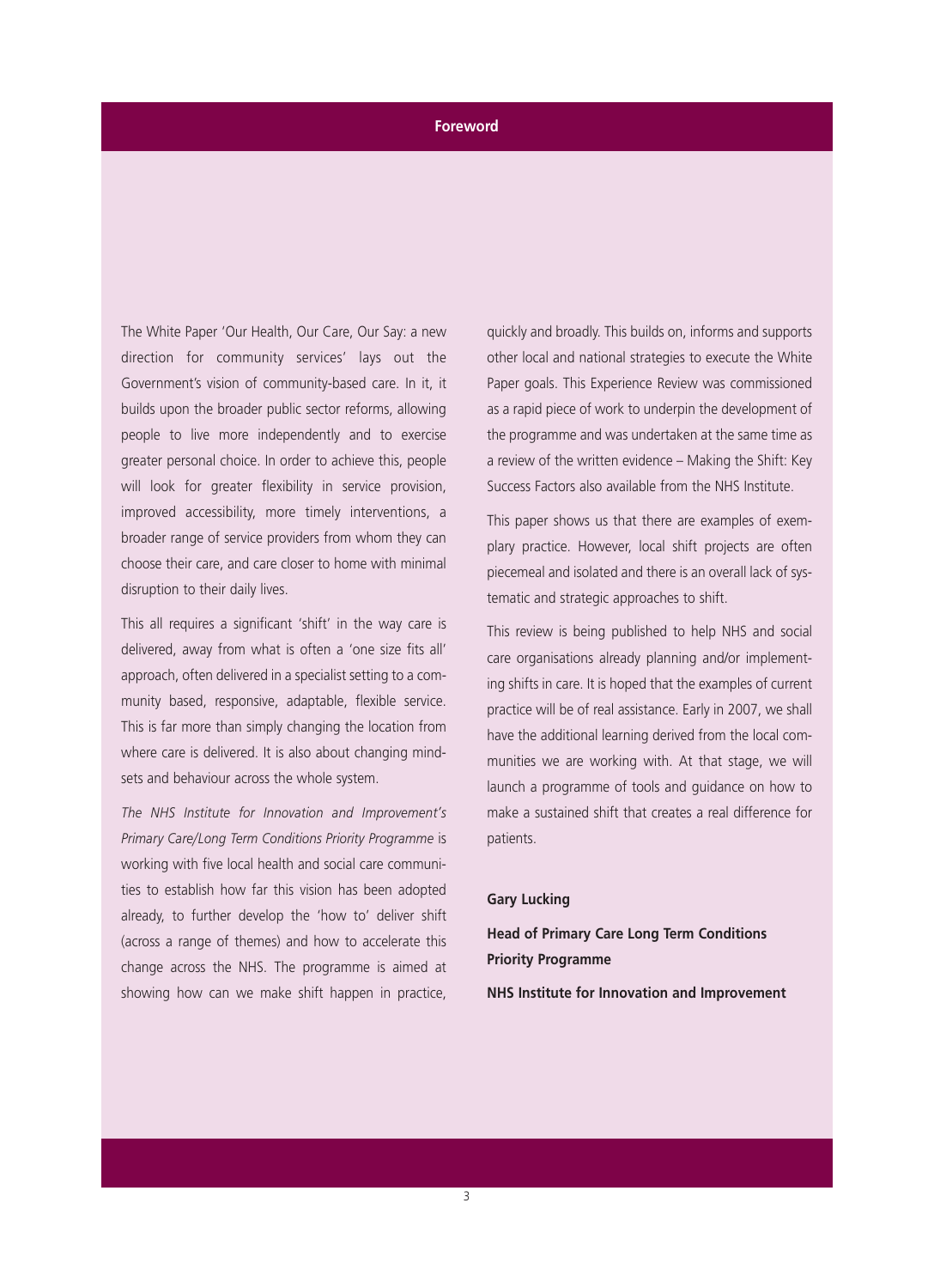# Foreword

The White Paper 'Our Health, Our Care, Our Say: a new direction for community services' lays out the Government's vision of community-based care. In it, it builds upon the broader public sector reforms, allowing people to live more independently and to exercise greater personal choice. In order to achieve this, people will look for greater flexibility in service provision, improved accessibility, more timely interventions, a broader range of service providers from whom they can choose their care, and care closer to home with minimal disruption to their daily lives.

This all requires a significant 'shift' in the way care is delivered, away from what is often a 'one size fits all' approach, often delivered in a specialist setting to a community based, responsive, adaptable, flexible service. This is far more than simply changing the location from where care is delivered. It is also about changing mindsets and behaviour across the whole system.

*The NHS Institute for Innovation and Improvement's Primary Care/Long Term Conditions Priority Programme* is working with five local health and social care communities to establish how far this vision has been adopted already, to further develop the 'how to' deliver shift (across a range of themes) and how to accelerate this change across the NHS. The programme is aimed at showing how can we make shift happen in practice, quickly and broadly. This builds on, informs and supports other local and national strategies to execute the White Paper goals. This Experience Review was commissioned as a rapid piece of work to underpin the development of the programme and was undertaken at the same time as a review of the written evidence – Making the Shift: Key Success Factors also available from the NHS Institute.

This paper shows us that there are examples of exemplary practice. However, local shift projects are often piecemeal and isolated and there is an overall lack of systematic and strategic approaches to shift.

This review is being published to help NHS and social care organisations already planning and/or implementing shifts in care. It is hoped that the examples of current practice will be of real assistance. Early in 2007, we shall have the additional learning derived from the local communities we are working with. At that stage, we will launch a programme of tools and guidance on how to make a sustained shift that creates a real difference for patients.

**Gary Lucking**

**Head of Primary Care Long Term Conditions Priority Programme**

**NHS Institute for Innovation and Improvement**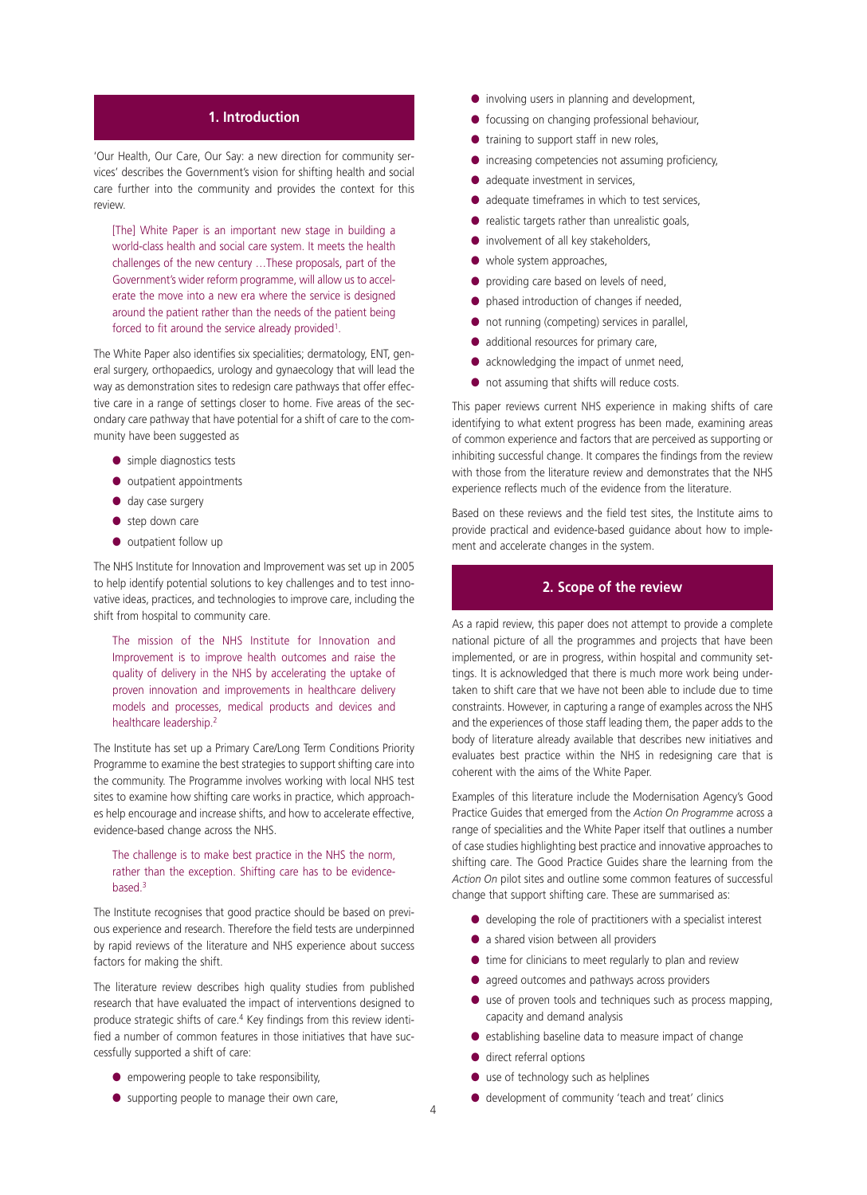## 1. Introduction

'Our Health, Our Care, Our Say: a new direction for community services' describes the Government's vision for shifting health and social care further into the community and provides the context for this review.

> [The] White Paper is an important new stage in building a world-class health and social care system. It meets the health challenges of the new century …These proposals, part of the Government's wider reform programme, will allow us to accelerate the move into a new era where the service is designed around the patient rather than the needs of the patient being forced to fit around the service already provided[1].

The White Paper also identifies six specialities; dermatology, ENT, general surgery, orthopaedics, urology and gynaecology that will lead the way as demonstration sites to redesign care pathways that offer effective care in a range of settings closer to home. Five areas of the secondary care pathway that have potential for a shift of care to the community have been suggested as

- simple diagnostics tests
- outpatient appointments
- day case surgery
- step down care
- outpatient follow up

The NHS Institute for Innovation and Improvement was set up in 2005 to help identify potential solutions to key challenges and to test innovative ideas, practices, and technologies to improve care, including the shift from hospital to community care.

> The mission of the NHS Institute for Innovation and Improvement is to improve health outcomes and raise the quality of delivery in the NHS by accelerating the uptake of proven innovation and improvements in healthcare delivery models and processes, medical products and devices and healthcare leadership.[2]

The Institute has set up a Primary Care/Long Term Conditions Priority Programme to examine the best strategies to support shifting care into the community. The Programme involves working with local NHS test sites to examine how shifting care works in practice, which approaches help encourage and increase shifts, and how to accelerate effective, evidence-based change across the NHS.

> The challenge is to make best practice in the NHS the norm, rather than the exception. Shifting care has to be evidence-based.[3]

The Institute recognises that good practice should be based on previous experience and research. Therefore the field tests are underpinned by rapid reviews of the literature and NHS experience about success factors for making the shift.

The literature review describes high quality studies from published research that have evaluated the impact of interventions designed to produce strategic shifts of care.[4] Key findings from this review identified a number of common features in those initiatives that have successfully supported a shift of care:

- empowering people to take responsibility,
- supporting people to manage their own care,
- involving users in planning and development,
- focussing on changing professional behaviour,
- training to support staff in new roles,
- increasing competencies not assuming proficiency,
- adequate investment in services,
- adequate timeframes in which to test services,
- realistic targets rather than unrealistic goals,
- involvement of all key stakeholders,
- whole system approaches,
- providing care based on levels of need,
- phased introduction of changes if needed,
- not running (competing) services in parallel,
- additional resources for primary care,
- acknowledging the impact of unmet need,
- not assuming that shifts will reduce costs.

This paper reviews current NHS experience in making shifts of care identifying to what extent progress has been made, examining areas of common experience and factors that are perceived as supporting or inhibiting successful change. It compares the findings from the review with those from the literature review and demonstrates that the NHS experience reflects much of the evidence from the literature.

Based on these reviews and the field test sites, the Institute aims to provide practical and evidence-based guidance about how to implement and accelerate changes in the system.

## 2. Scope of the review

As a rapid review, this paper does not attempt to provide a complete national picture of all the programmes and projects that have been implemented, or are in progress, within hospital and community settings. It is acknowledged that there is much more work being undertaken to shift care that we have not been able to include due to time constraints. However, in capturing a range of examples across the NHS and the experiences of those staff leading them, the paper adds to the body of literature already available that describes new initiatives and evaluates best practice within the NHS in redesigning care that is coherent with the aims of the White Paper.

Examples of this literature include the Modernisation Agency's Good Practice Guides that emerged from the *Action On Programme* across a range of specialities and the White Paper itself that outlines a number of case studies highlighting best practice and innovative approaches to shifting care. The Good Practice Guides share the learning from the *Action On* pilot sites and outline some common features of successful change that support shifting care. These are summarised as:

- developing the role of practitioners with a specialist interest
- a shared vision between all providers
- time for clinicians to meet regularly to plan and review
- agreed outcomes and pathways across providers
- use of proven tools and techniques such as process mapping, capacity and demand analysis
- establishing baseline data to measure impact of change
- direct referral options
- use of technology such as helplines
- development of community 'teach and treat' clinics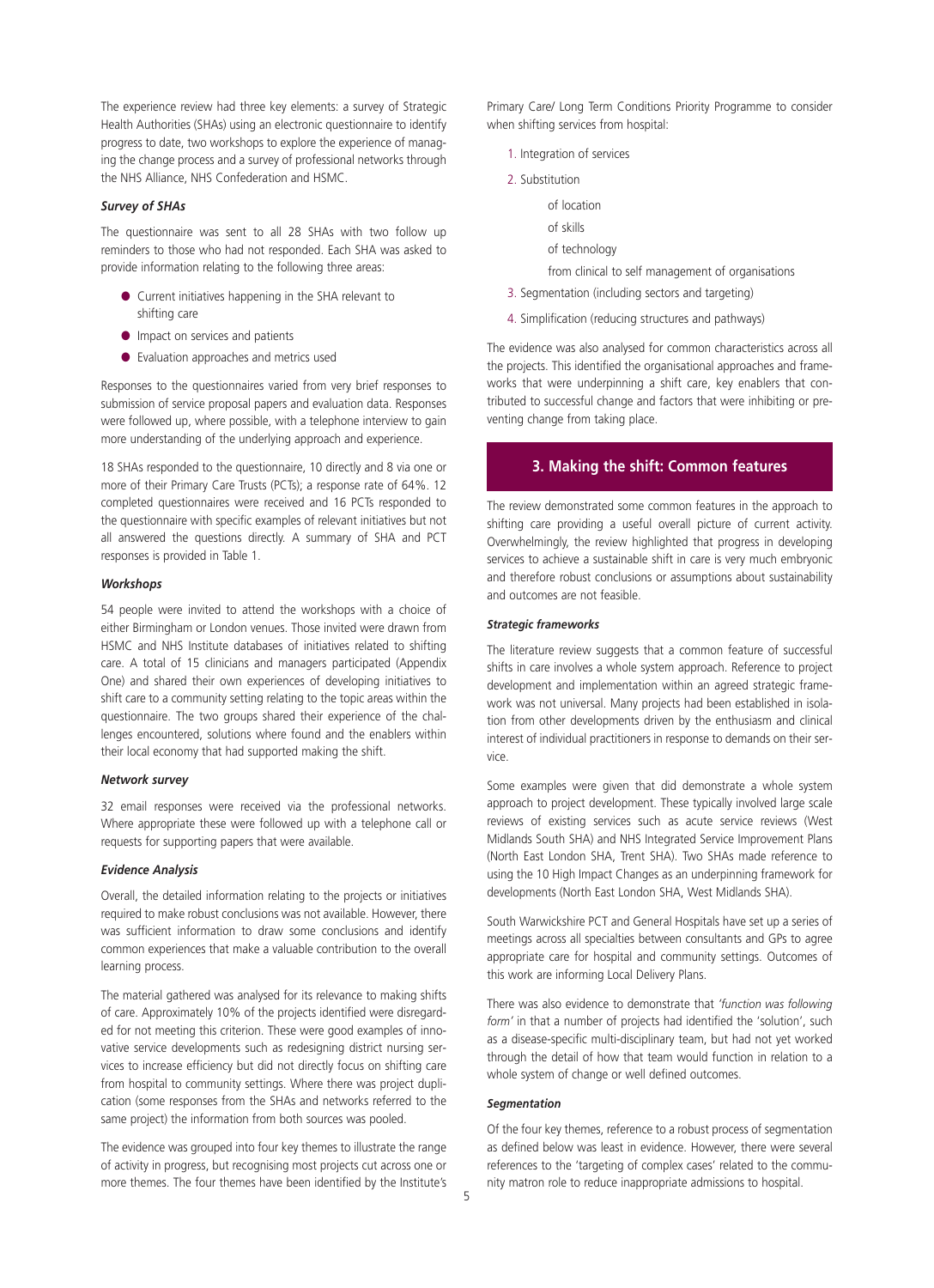The experience review had three key elements: a survey of Strategic Health Authorities (SHAs) using an electronic questionnaire to identify progress to date, two workshops to explore the experience of managing the change process and a survey of professional networks through the NHS Alliance, NHS Confederation and HSMC.

***Survey of SHAs***

The questionnaire was sent to all 28 SHAs with two follow up reminders to those who had not responded. Each SHA was asked to provide information relating to the following three areas:

- Current initiatives happening in the SHA relevant to shifting care
- Impact on services and patients
- Evaluation approaches and metrics used

Responses to the questionnaires varied from very brief responses to submission of service proposal papers and evaluation data. Responses were followed up, where possible, with a telephone interview to gain more understanding of the underlying approach and experience.

18 SHAs responded to the questionnaire, 10 directly and 8 via one or more of their Primary Care Trusts (PCTs); a response rate of 64%. 12 completed questionnaires were received and 16 PCTs responded to the questionnaire with specific examples of relevant initiatives but not all answered the questions directly. A summary of SHA and PCT responses is provided in Table 1.

***Workshops***

54 people were invited to attend the workshops with a choice of either Birmingham or London venues. Those invited were drawn from HSMC and NHS Institute databases of initiatives related to shifting care. A total of 15 clinicians and managers participated (Appendix One) and shared their own experiences of developing initiatives to shift care to a community setting relating to the topic areas within the questionnaire. The two groups shared their experience of the challenges encountered, solutions where found and the enablers within their local economy that had supported making the shift.

***Network survey***

32 email responses were received via the professional networks. Where appropriate these were followed up with a telephone call or requests for supporting papers that were available.

***Evidence Analysis***

Overall, the detailed information relating to the projects or initiatives required to make robust conclusions was not available. However, there was sufficient information to draw some conclusions and identify common experiences that make a valuable contribution to the overall learning process.

The material gathered was analysed for its relevance to making shifts of care. Approximately 10% of the projects identified were disregarded for not meeting this criterion. These were good examples of innovative service developments such as redesigning district nursing services to increase efficiency but did not directly focus on shifting care from hospital to community settings. Where there was project duplication (some responses from the SHAs and networks referred to the same project) the information from both sources was pooled.

The evidence was grouped into four key themes to illustrate the range of activity in progress, but recognising most projects cut across one or more themes. The four themes have been identified by the Institute's Primary Care/ Long Term Conditions Priority Programme to consider when shifting services from hospital:

1. Integration of services
2. Substitution
   - of location
   - of skills
   - of technology
   - from clinical to self management of organisations
3. Segmentation (including sectors and targeting)
4. Simplification (reducing structures and pathways)

The evidence was also analysed for common characteristics across all the projects. This identified the organisational approaches and frameworks that were underpinning a shift care, key enablers that contributed to successful change and factors that were inhibiting or preventing change from taking place.

## 3. Making the shift: Common features

The review demonstrated some common features in the approach to shifting care providing a useful overall picture of current activity. Overwhelmingly, the review highlighted that progress in developing services to achieve a sustainable shift in care is very much embryonic and therefore robust conclusions or assumptions about sustainability and outcomes are not feasible.

***Strategic frameworks***

The literature review suggests that a common feature of successful shifts in care involves a whole system approach. Reference to project development and implementation within an agreed strategic framework was not universal. Many projects had been established in isolation from other developments driven by the enthusiasm and clinical interest of individual practitioners in response to demands on their service.

Some examples were given that did demonstrate a whole system approach to project development. These typically involved large scale reviews of existing services such as acute service reviews (West Midlands South SHA) and NHS Integrated Service Improvement Plans (North East London SHA, Trent SHA). Two SHAs made reference to using the 10 High Impact Changes as an underpinning framework for developments (North East London SHA, West Midlands SHA).

South Warwickshire PCT and General Hospitals have set up a series of meetings across all specialties between consultants and GPs to agree appropriate care for hospital and community settings. Outcomes of this work are informing Local Delivery Plans.

There was also evidence to demonstrate that *'function was following form'* in that a number of projects had identified the 'solution', such as a disease-specific multi-disciplinary team, but had not yet worked through the detail of how that team would function in relation to a whole system of change or well defined outcomes.

***Segmentation***

Of the four key themes, reference to a robust process of segmentation as defined below was least in evidence. However, there were several references to the 'targeting of complex cases' related to the community matron role to reduce inappropriate admissions to hospital.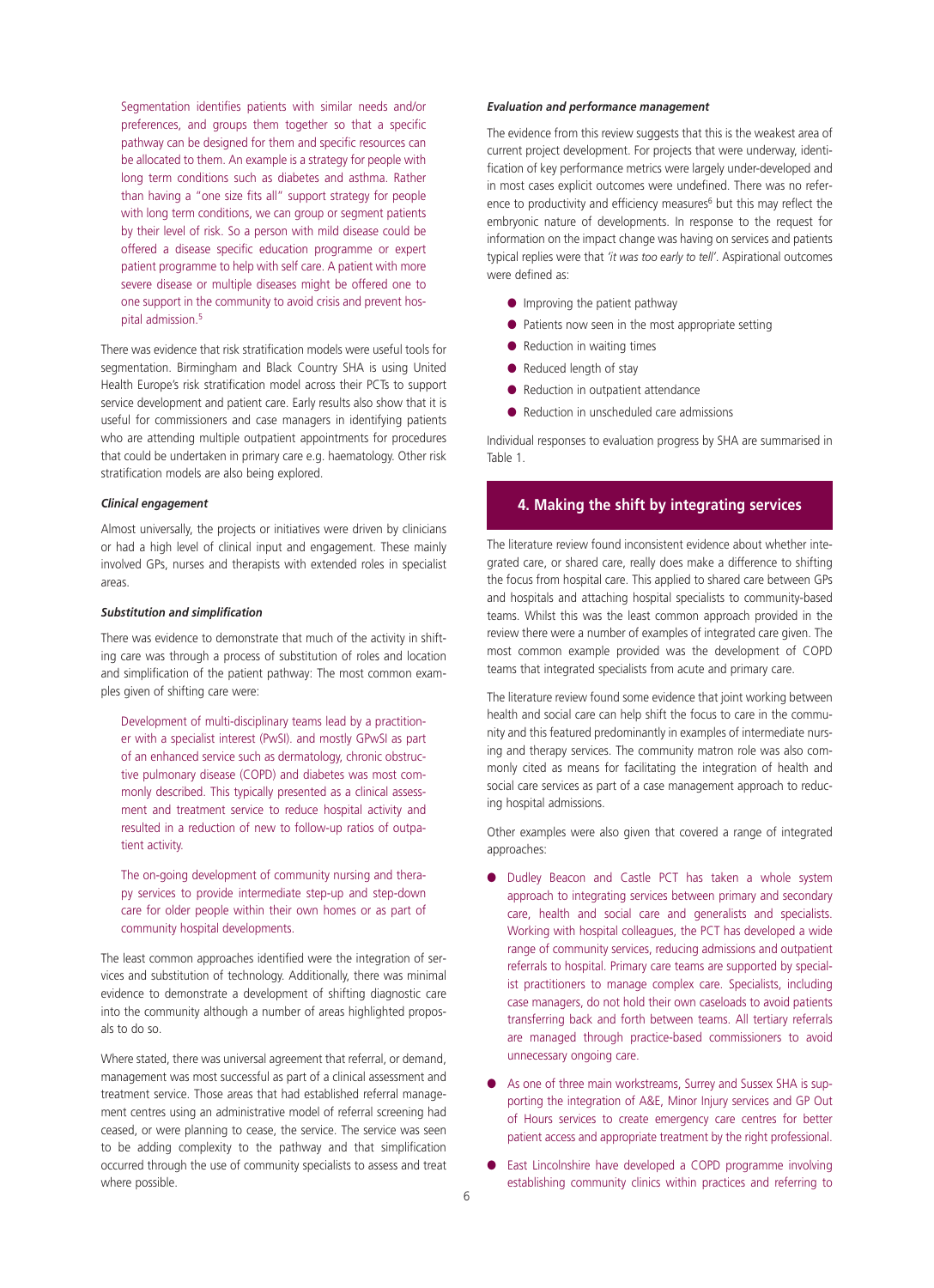Segmentation identifies patients with similar needs and/or preferences, and groups them together so that a specific pathway can be designed for them and specific resources can be allocated to them. An example is a strategy for people with long term conditions such as diabetes and asthma. Rather than having a "one size fits all" support strategy for people with long term conditions, we can group or segment patients by their level of risk. So a person with mild disease could be offered a disease specific education programme or expert patient programme to help with self care. A patient with more severe disease or multiple diseases might be offered one to one support in the community to avoid crisis and prevent hospital admission.[5]

There was evidence that risk stratification models were useful tools for segmentation. Birmingham and Black Country SHA is using United Health Europe's risk stratification model across their PCTs to support service development and patient care. Early results also show that it is useful for commissioners and case managers in identifying patients who are attending multiple outpatient appointments for procedures that could be undertaken in primary care e.g. haematology. Other risk stratification models are also being explored.

#### *Clinical engagement*

Almost universally, the projects or initiatives were driven by clinicians or had a high level of clinical input and engagement. These mainly involved GPs, nurses and therapists with extended roles in specialist areas.

#### *Substitution and simplification*

There was evidence to demonstrate that much of the activity in shifting care was through a process of substitution of roles and location and simplification of the patient pathway: The most common examples given of shifting care were:

Development of multi-disciplinary teams lead by a practitioner with a specialist interest (PwSI). and mostly GPwSI as part of an enhanced service such as dermatology, chronic obstructive pulmonary disease (COPD) and diabetes was most commonly described. This typically presented as a clinical assessment and treatment service to reduce hospital activity and resulted in a reduction of new to follow-up ratios of outpatient activity.

The on-going development of community nursing and therapy services to provide intermediate step-up and step-down care for older people within their own homes or as part of community hospital developments.

The least common approaches identified were the integration of services and substitution of technology. Additionally, there was minimal evidence to demonstrate a development of shifting diagnostic care into the community although a number of areas highlighted proposals to do so.

Where stated, there was universal agreement that referral, or demand, management was most successful as part of a clinical assessment and treatment service. Those areas that had established referral management centres using an administrative model of referral screening had ceased, or were planning to cease, the service. The service was seen to be adding complexity to the pathway and that simplification occurred through the use of community specialists to assess and treat where possible.

#### *Evaluation and performance management*

The evidence from this review suggests that this is the weakest area of current project development. For projects that were underway, identification of key performance metrics were largely under-developed and in most cases explicit outcomes were undefined. There was no reference to productivity and efficiency measures[6] but this may reflect the embryonic nature of developments. In response to the request for information on the impact change was having on services and patients typical replies were that *'it was too early to tell'*. Aspirational outcomes were defined as:

- Improving the patient pathway
- Patients now seen in the most appropriate setting
- Reduction in waiting times
- Reduced length of stay
- Reduction in outpatient attendance
- Reduction in unscheduled care admissions

Individual responses to evaluation progress by SHA are summarised in Table 1.

## 4. Making the shift by integrating services

The literature review found inconsistent evidence about whether integrated care, or shared care, really does make a difference to shifting the focus from hospital care. This applied to shared care between GPs and hospitals and attaching hospital specialists to community-based teams. Whilst this was the least common approach provided in the review there were a number of examples of integrated care given. The most common example provided was the development of COPD teams that integrated specialists from acute and primary care.

The literature review found some evidence that joint working between health and social care can help shift the focus to care in the community and this featured predominantly in examples of intermediate nursing and therapy services. The community matron role was also commonly cited as means for facilitating the integration of health and social care services as part of a case management approach to reducing hospital admissions.

Other examples were also given that covered a range of integrated approaches:

- Dudley Beacon and Castle PCT has taken a whole system approach to integrating services between primary and secondary care, health and social care and generalists and specialists. Working with hospital colleagues, the PCT has developed a wide range of community services, reducing admissions and outpatient referrals to hospital. Primary care teams are supported by specialist practitioners to manage complex care. Specialists, including case managers, do not hold their own caseloads to avoid patients transferring back and forth between teams. All tertiary referrals are managed through practice-based commissioners to avoid unnecessary ongoing care.
- As one of three main workstreams, Surrey and Sussex SHA is supporting the integration of A&E, Minor Injury services and GP Out of Hours services to create emergency care centres for better patient access and appropriate treatment by the right professional.
- East Lincolnshire have developed a COPD programme involving establishing community clinics within practices and referring to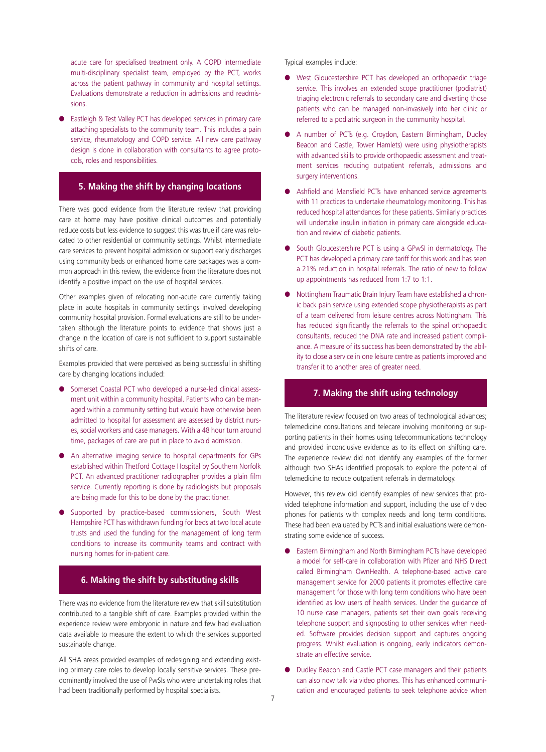acute care for specialised treatment only. A COPD intermediate multi-disciplinary specialist team, employed by the PCT, works across the patient pathway in community and hospital settings. Evaluations demonstrate a reduction in admissions and readmissions.

- Eastleigh & Test Valley PCT has developed services in primary care attaching specialists to the community team. This includes a pain service, rheumatology and COPD service. All new care pathway design is done in collaboration with consultants to agree protocols, roles and responsibilities.

## 5. Making the shift by changing locations

There was good evidence from the literature review that providing care at home may have positive clinical outcomes and potentially reduce costs but less evidence to suggest this was true if care was relocated to other residential or community settings. Whilst intermediate care services to prevent hospital admission or support early discharges using community beds or enhanced home care packages was a common approach in this review, the evidence from the literature does not identify a positive impact on the use of hospital services.

Other examples given of relocating non-acute care currently taking place in acute hospitals in community settings involved developing community hospital provision. Formal evaluations are still to be undertaken although the literature points to evidence that shows just a change in the location of care is not sufficient to support sustainable shifts of care.

Examples provided that were perceived as being successful in shifting care by changing locations included:

- Somerset Coastal PCT who developed a nurse-led clinical assessment unit within a community hospital. Patients who can be managed within a community setting but would have otherwise been admitted to hospital for assessment are assessed by district nurses, social workers and case managers. With a 48 hour turn around time, packages of care are put in place to avoid admission.
- An alternative imaging service to hospital departments for GPs established within Thetford Cottage Hospital by Southern Norfolk PCT. An advanced practitioner radiographer provides a plain film service. Currently reporting is done by radiologists but proposals are being made for this to be done by the practitioner.
- Supported by practice-based commissioners, South West Hampshire PCT has withdrawn funding for beds at two local acute trusts and used the funding for the management of long term conditions to increase its community teams and contract with nursing homes for in-patient care.

## 6. Making the shift by substituting skills

There was no evidence from the literature review that skill substitution contributed to a tangible shift of care. Examples provided within the experience review were embryonic in nature and few had evaluation data available to measure the extent to which the services supported sustainable change.

All SHA areas provided examples of redesigning and extending existing primary care roles to develop locally sensitive services. These predominantly involved the use of PwSIs who were undertaking roles that had been traditionally performed by hospital specialists.

Typical examples include:

- West Gloucestershire PCT has developed an orthopaedic triage service. This involves an extended scope practitioner (podiatrist) triaging electronic referrals to secondary care and diverting those patients who can be managed non-invasively into her clinic or referred to a podiatric surgeon in the community hospital.
- A number of PCTs (e.g. Croydon, Eastern Birmingham, Dudley Beacon and Castle, Tower Hamlets) were using physiotherapists with advanced skills to provide orthopaedic assessment and treatment services reducing outpatient referrals, admissions and surgery interventions.
- Ashfield and Mansfield PCTs have enhanced service agreements with 11 practices to undertake rheumatology monitoring. This has reduced hospital attendances for these patients. Similarly practices will undertake insulin initiation in primary care alongside education and review of diabetic patients.
- South Gloucestershire PCT is using a GPwSI in dermatology. The PCT has developed a primary care tariff for this work and has seen a 21% reduction in hospital referrals. The ratio of new to follow up appointments has reduced from 1:7 to 1:1.
- Nottingham Traumatic Brain Injury Team have established a chronic back pain service using extended scope physiotherapists as part of a team delivered from leisure centres across Nottingham. This has reduced significantly the referrals to the spinal orthopaedic consultants, reduced the DNA rate and increased patient compliance. A measure of its success has been demonstrated by the ability to close a service in one leisure centre as patients improved and transfer it to another area of greater need.

## 7. Making the shift using technology

The literature review focused on two areas of technological advances; telemedicine consultations and telecare involving monitoring or supporting patients in their homes using telecommunications technology and provided inconclusive evidence as to its effect on shifting care. The experience review did not identify any examples of the former although two SHAs identified proposals to explore the potential of telemedicine to reduce outpatient referrals in dermatology.

However, this review did identify examples of new services that provided telephone information and support, including the use of video phones for patients with complex needs and long term conditions. These had been evaluated by PCTs and initial evaluations were demonstrating some evidence of success.

- Eastern Birmingham and North Birmingham PCTs have developed a model for self-care in collaboration with Pfizer and NHS Direct called Birmingham OwnHealth. A telephone-based active care management service for 2000 patients it promotes effective care management for those with long term conditions who have been identified as low users of health services. Under the guidance of 10 nurse case managers, patients set their own goals receiving telephone support and signposting to other services when needed. Software provides decision support and captures ongoing progress. Whilst evaluation is ongoing, early indicators demonstrate an effective service.
- Dudley Beacon and Castle PCT case managers and their patients can also now talk via video phones. This has enhanced communication and encouraged patients to seek telephone advice when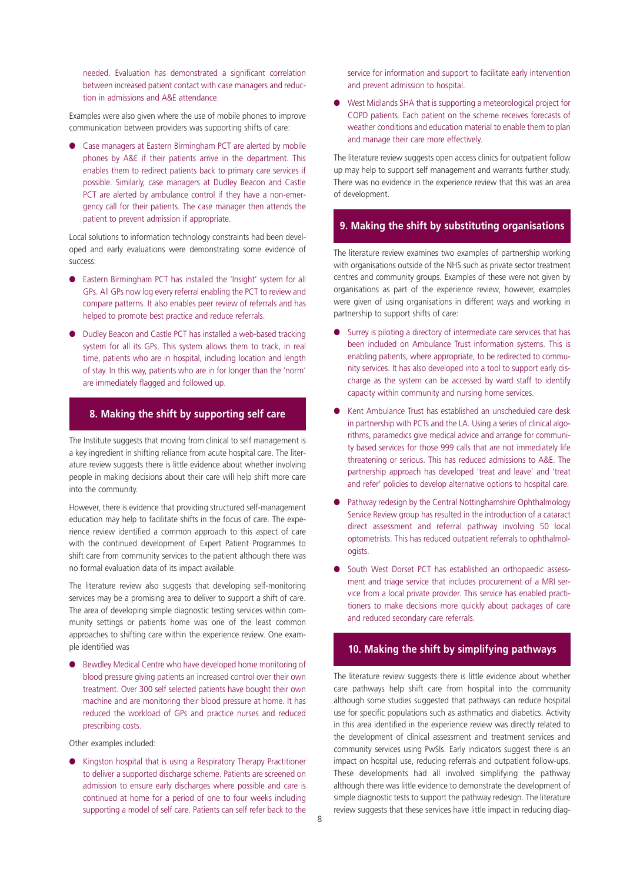needed. Evaluation has demonstrated a significant correlation between increased patient contact with case managers and reduction in admissions and A&E attendance.

Examples were also given where the use of mobile phones to improve communication between providers was supporting shifts of care:

- Case managers at Eastern Birmingham PCT are alerted by mobile phones by A&E if their patients arrive in the department. This enables them to redirect patients back to primary care services if possible. Similarly, case managers at Dudley Beacon and Castle PCT are alerted by ambulance control if they have a non-emergency call for their patients. The case manager then attends the patient to prevent admission if appropriate.

Local solutions to information technology constraints had been developed and early evaluations were demonstrating some evidence of success:

- Eastern Birmingham PCT has installed the 'Insight' system for all GPs. All GPs now log every referral enabling the PCT to review and compare patterns. It also enables peer review of referrals and has helped to promote best practice and reduce referrals.
- Dudley Beacon and Castle PCT has installed a web-based tracking system for all its GPs. This system allows them to track, in real time, patients who are in hospital, including location and length of stay. In this way, patients who are in for longer than the 'norm' are immediately flagged and followed up.

## 8. Making the shift by supporting self care

The Institute suggests that moving from clinical to self management is a key ingredient in shifting reliance from acute hospital care. The literature review suggests there is little evidence about whether involving people in making decisions about their care will help shift more care into the community.

However, there is evidence that providing structured self-management education may help to facilitate shifts in the focus of care. The experience review identified a common approach to this aspect of care with the continued development of Expert Patient Programmes to shift care from community services to the patient although there was no formal evaluation data of its impact available.

The literature review also suggests that developing self-monitoring services may be a promising area to deliver to support a shift of care. The area of developing simple diagnostic testing services within community settings or patients home was one of the least common approaches to shifting care within the experience review. One example identified was

- Bewdley Medical Centre who have developed home monitoring of blood pressure giving patients an increased control over their own treatment. Over 300 self selected patients have bought their own machine and are monitoring their blood pressure at home. It has reduced the workload of GPs and practice nurses and reduced prescribing costs.

Other examples included:

- Kingston hospital that is using a Respiratory Therapy Practitioner to deliver a supported discharge scheme. Patients are screened on admission to ensure early discharges where possible and care is continued at home for a period of one to four weeks including supporting a model of self care. Patients can self refer back to the service for information and support to facilitate early intervention and prevent admission to hospital.
- West Midlands SHA that is supporting a meteorological project for COPD patients. Each patient on the scheme receives forecasts of weather conditions and education material to enable them to plan and manage their care more effectively.

The literature review suggests open access clinics for outpatient follow up may help to support self management and warrants further study. There was no evidence in the experience review that this was an area of development.

## 9. Making the shift by substituting organisations

The literature review examines two examples of partnership working with organisations outside of the NHS such as private sector treatment centres and community groups. Examples of these were not given by organisations as part of the experience review, however, examples were given of using organisations in different ways and working in partnership to support shifts of care:

- Surrey is piloting a directory of intermediate care services that has been included on Ambulance Trust information systems. This is enabling patients, where appropriate, to be redirected to community services. It has also developed into a tool to support early discharge as the system can be accessed by ward staff to identify capacity within community and nursing home services.
- Kent Ambulance Trust has established an unscheduled care desk in partnership with PCTs and the LA. Using a series of clinical algorithms, paramedics give medical advice and arrange for community based services for those 999 calls that are not immediately life threatening or serious. This has reduced admissions to A&E. The partnership approach has developed 'treat and leave' and 'treat and refer' policies to develop alternative options to hospital care.
- Pathway redesign by the Central Nottinghamshire Ophthalmology Service Review group has resulted in the introduction of a cataract direct assessment and referral pathway involving 50 local optometrists. This has reduced outpatient referrals to ophthalmologists.
- South West Dorset PCT has established an orthopaedic assessment and triage service that includes procurement of a MRI service from a local private provider. This service has enabled practitioners to make decisions more quickly about packages of care and reduced secondary care referrals.

## 10. Making the shift by simplifying pathways

The literature review suggests there is little evidence about whether care pathways help shift care from hospital into the community although some studies suggested that pathways can reduce hospital use for specific populations such as asthmatics and diabetics. Activity in this area identified in the experience review was directly related to the development of clinical assessment and treatment services and community services using PwSIs. Early indicators suggest there is an impact on hospital use, reducing referrals and outpatient follow-ups. These developments had all involved simplifying the pathway although there was little evidence to demonstrate the development of simple diagnostic tests to support the pathway redesign. The literature review suggests that these services have little impact in reducing diag-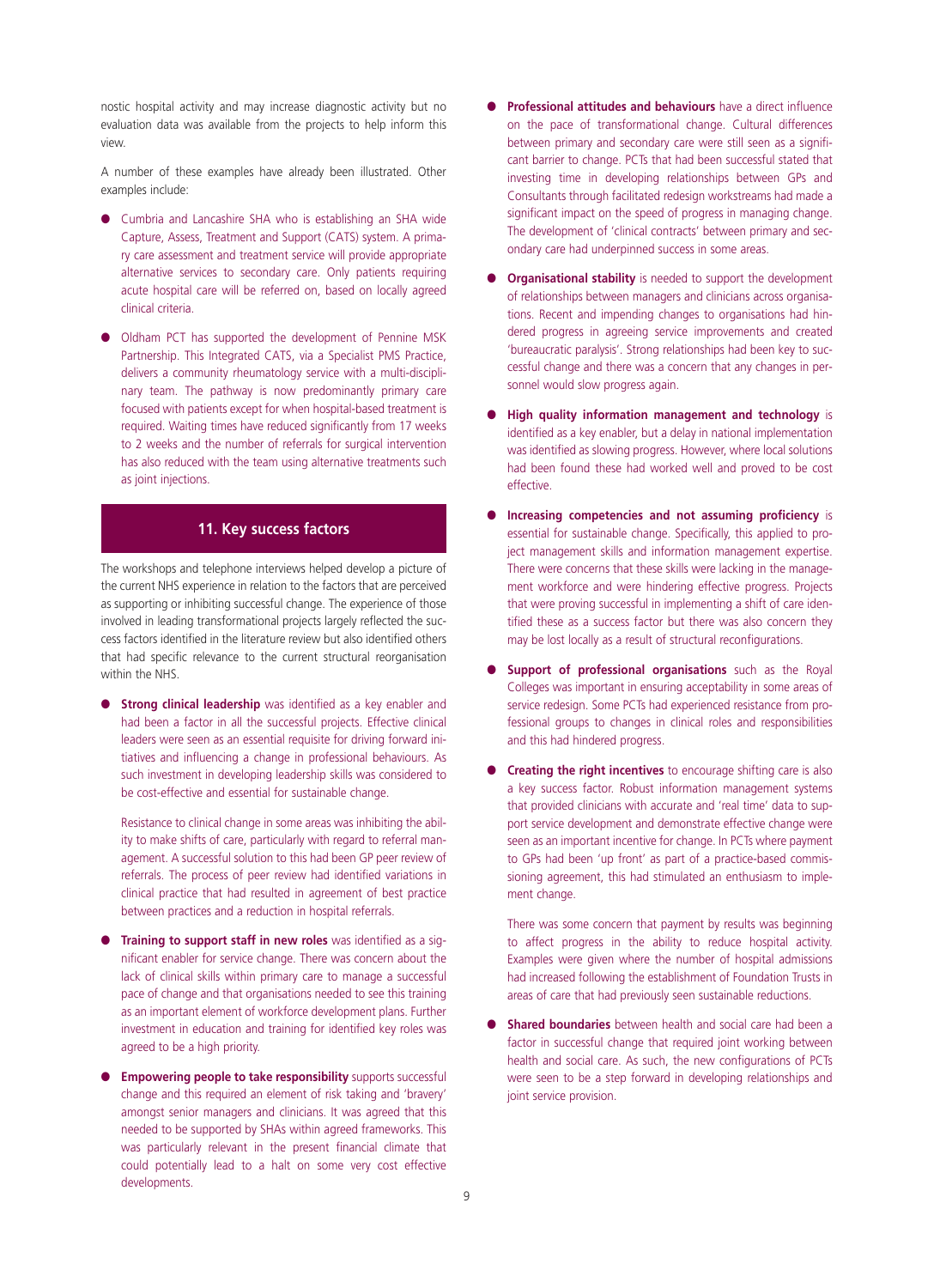nostic hospital activity and may increase diagnostic activity but no evaluation data was available from the projects to help inform this view.

A number of these examples have already been illustrated. Other examples include:

- Cumbria and Lancashire SHA who is establishing an SHA wide Capture, Assess, Treatment and Support (CATS) system. A primary care assessment and treatment service will provide appropriate alternative services to secondary care. Only patients requiring acute hospital care will be referred on, based on locally agreed clinical criteria.
- Oldham PCT has supported the development of Pennine MSK Partnership. This Integrated CATS, via a Specialist PMS Practice, delivers a community rheumatology service with a multi-disciplinary team. The pathway is now predominantly primary care focused with patients except for when hospital-based treatment is required. Waiting times have reduced significantly from 17 weeks to 2 weeks and the number of referrals for surgical intervention has also reduced with the team using alternative treatments such as joint injections.

## 11. Key success factors

The workshops and telephone interviews helped develop a picture of the current NHS experience in relation to the factors that are perceived as supporting or inhibiting successful change. The experience of those involved in leading transformational projects largely reflected the success factors identified in the literature review but also identified others that had specific relevance to the current structural reorganisation within the NHS.

- **Strong clinical leadership** was identified as a key enabler and had been a factor in all the successful projects. Effective clinical leaders were seen as an essential requisite for driving forward initiatives and influencing a change in professional behaviours. As such investment in developing leadership skills was considered to be cost-effective and essential for sustainable change.

  Resistance to clinical change in some areas was inhibiting the ability to make shifts of care, particularly with regard to referral management. A successful solution to this had been GP peer review of referrals. The process of peer review had identified variations in clinical practice that had resulted in agreement of best practice between practices and a reduction in hospital referrals.

- **Training to support staff in new roles** was identified as a significant enabler for service change. There was concern about the lack of clinical skills within primary care to manage a successful pace of change and that organisations needed to see this training as an important element of workforce development plans. Further investment in education and training for identified key roles was agreed to be a high priority.
- **Empowering people to take responsibility** supports successful change and this required an element of risk taking and 'bravery' amongst senior managers and clinicians. It was agreed that this needed to be supported by SHAs within agreed frameworks. This was particularly relevant in the present financial climate that could potentially lead to a halt on some very cost effective developments.
- **Professional attitudes and behaviours** have a direct influence on the pace of transformational change. Cultural differences between primary and secondary care were still seen as a significant barrier to change. PCTs that had been successful stated that investing time in developing relationships between GPs and Consultants through facilitated redesign workstreams had made a significant impact on the speed of progress in managing change. The development of 'clinical contracts' between primary and secondary care had underpinned success in some areas.
- **Organisational stability** is needed to support the development of relationships between managers and clinicians across organisations. Recent and impending changes to organisations had hindered progress in agreeing service improvements and created 'bureaucratic paralysis'. Strong relationships had been key to successful change and there was a concern that any changes in personnel would slow progress again.
- **High quality information management and technology** is identified as a key enabler, but a delay in national implementation was identified as slowing progress. However, where local solutions had been found these had worked well and proved to be cost effective.
- **Increasing competencies and not assuming proficiency** is essential for sustainable change. Specifically, this applied to project management skills and information management expertise. There were concerns that these skills were lacking in the management workforce and were hindering effective progress. Projects that were proving successful in implementing a shift of care identified these as a success factor but there was also concern they may be lost locally as a result of structural reconfigurations.
- **Support of professional organisations** such as the Royal Colleges was important in ensuring acceptability in some areas of service redesign. Some PCTs had experienced resistance from professional groups to changes in clinical roles and responsibilities and this had hindered progress.
- **Creating the right incentives** to encourage shifting care is also a key success factor. Robust information management systems that provided clinicians with accurate and 'real time' data to support service development and demonstrate effective change were seen as an important incentive for change. In PCTs where payment to GPs had been 'up front' as part of a practice-based commissioning agreement, this had stimulated an enthusiasm to implement change.

  There was some concern that payment by results was beginning to affect progress in the ability to reduce hospital activity. Examples were given where the number of hospital admissions had increased following the establishment of Foundation Trusts in areas of care that had previously seen sustainable reductions.

- **Shared boundaries** between health and social care had been a factor in successful change that required joint working between health and social care. As such, the new configurations of PCTs were seen to be a step forward in developing relationships and joint service provision.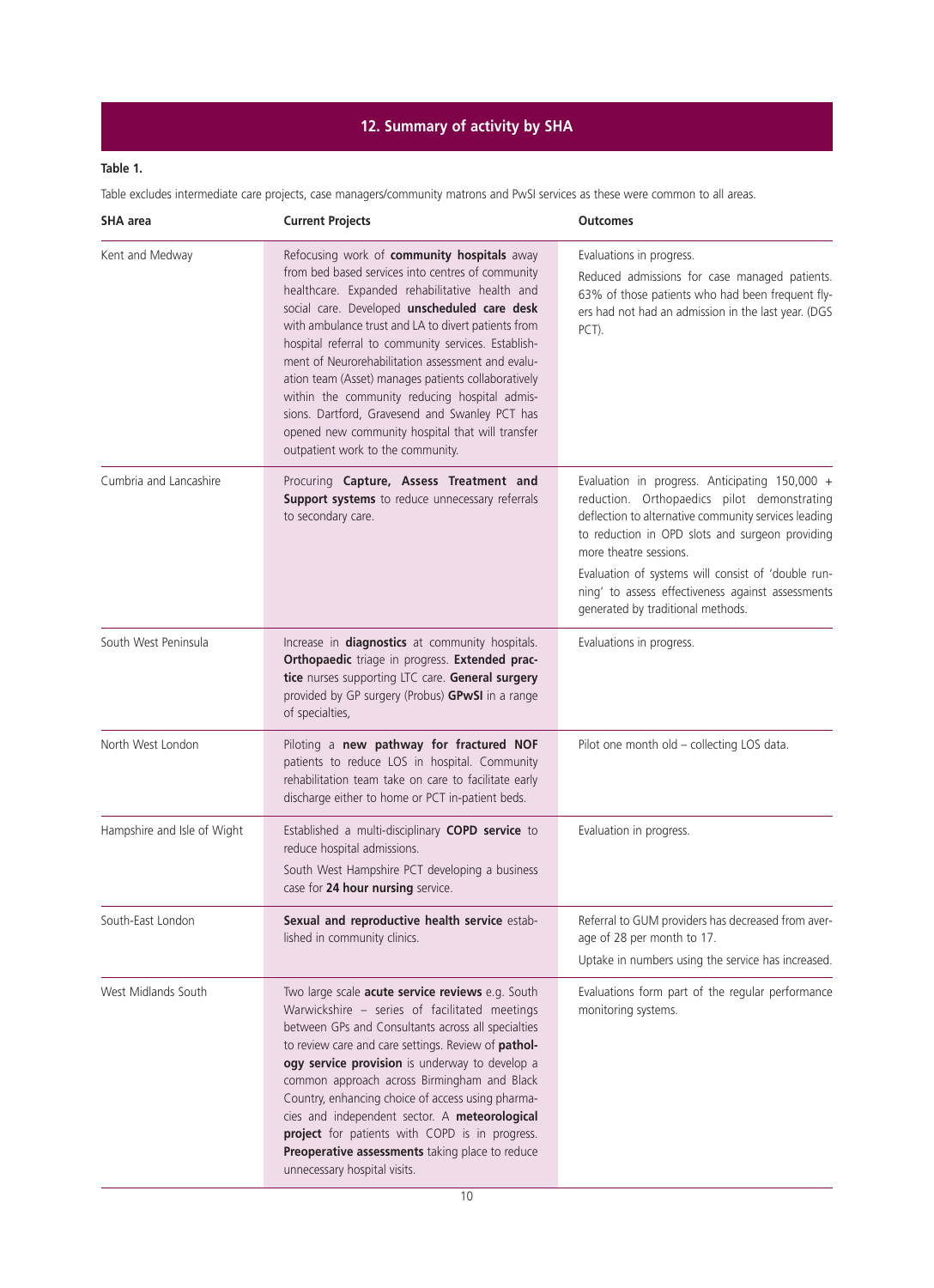## 12. Summary of activity by SHA

**Table 1.**

Table excludes intermediate care projects, case managers/community matrons and PwSI services as these were common to all areas.

| SHA area | Current Projects | Outcomes |
|---|---|---|
| Kent and Medway | Refocusing work of **community hospitals** away from bed based services into centres of community healthcare. Expanded rehabilitative health and social care. Developed **unscheduled care desk** with ambulance trust and LA to divert patients from hospital referral to community services. Establishment of Neurorehabilitation assessment and evaluation team (Asset) manages patients collaboratively within the community reducing hospital admissions. Dartford, Gravesend and Swanley PCT has opened new community hospital that will transfer outpatient work to the community. | Evaluations in progress.<br>Reduced admissions for case managed patients. 63% of those patients who had been frequent flyers had not had an admission in the last year. (DGS PCT). |
| Cumbria and Lancashire | Procuring **Capture, Assess Treatment and Support systems** to reduce unnecessary referrals to secondary care. | Evaluation in progress. Anticipating 150,000 + reduction. Orthopaedics pilot demonstrating deflection to alternative community services leading to reduction in OPD slots and surgeon providing more theatre sessions.<br>Evaluation of systems will consist of 'double running' to assess effectiveness against assessments generated by traditional methods. |
| South West Peninsula | Increase in **diagnostics** at community hospitals. **Orthopaedic** triage in progress. **Extended practice** nurses supporting LTC care. **General surgery** provided by GP surgery (Probus) **GPwSI** in a range of specialties, | Evaluations in progress. |
| North West London | Piloting a **new pathway for fractured NOF** patients to reduce LOS in hospital. Community rehabilitation team take on care to facilitate early discharge either to home or PCT in-patient beds. | Pilot one month old – collecting LOS data. |
| Hampshire and Isle of Wight | Established a multi-disciplinary **COPD service** to reduce hospital admissions.<br>South West Hampshire PCT developing a business case for **24 hour nursing** service. | Evaluation in progress. |
| South-East London | **Sexual and reproductive health service** established in community clinics. | Referral to GUM providers has decreased from average of 28 per month to 17.<br>Uptake in numbers using the service has increased. |
| West Midlands South | Two large scale **acute service reviews** e.g. South Warwickshire – series of facilitated meetings between GPs and Consultants across all specialties to review care and care settings. Review of **pathology service provision** is underway to develop a common approach across Birmingham and Black Country, enhancing choice of access using pharmacies and independent sector. A **meteorological project** for patients with COPD is in progress. **Preoperative assessments** taking place to reduce unnecessary hospital visits. | Evaluations form part of the regular performance monitoring systems. |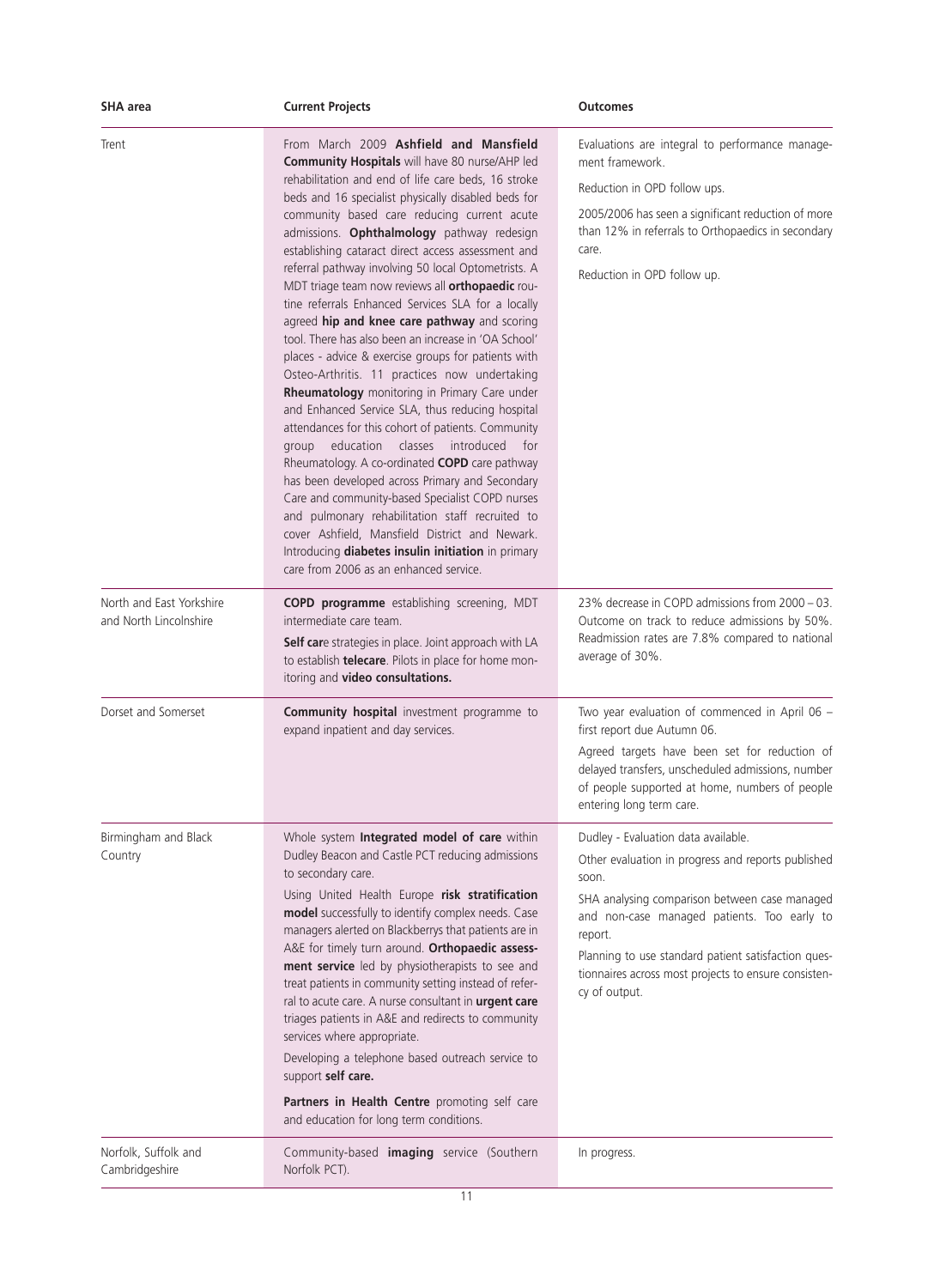| SHA area | Current Projects | Outcomes |
|---|---|---|
| Trent | From March 2009 **Ashfield and Mansfield Community Hospitals** will have 80 nurse/AHP led rehabilitation and end of life care beds, 16 stroke beds and 16 specialist physically disabled beds for community based care reducing current acute admissions. **Ophthalmology** pathway redesign establishing cataract direct access assessment and referral pathway involving 50 local Optometrists. A MDT triage team now reviews all **orthopaedic** routine referrals Enhanced Services SLA for a locally agreed **hip and knee care pathway** and scoring tool. There has also been an increase in 'OA School' places - advice & exercise groups for patients with Osteo-Arthritis. 11 practices now undertaking **Rheumatology** monitoring in Primary Care under and Enhanced Service SLA, thus reducing hospital attendances for this cohort of patients. Community group education classes introduced for Rheumatology. A co-ordinated **COPD** care pathway has been developed across Primary and Secondary Care and community-based Specialist COPD nurses and pulmonary rehabilitation staff recruited to cover Ashfield, Mansfield District and Newark. Introducing **diabetes insulin initiation** in primary care from 2006 as an enhanced service. | Evaluations are integral to performance management framework.<br><br>Reduction in OPD follow ups.<br><br>2005/2006 has seen a significant reduction of more than 12% in referrals to Orthopaedics in secondary care.<br><br>Reduction in OPD follow up. |
| North and East Yorkshire and North Lincolnshire | **COPD programme** establishing screening, MDT intermediate care team.<br><br>**Self car**e strategies in place. Joint approach with LA to establish **telecare**. Pilots in place for home monitoring and **video consultations.** | 23% decrease in COPD admissions from 2000 – 03. Outcome on track to reduce admissions by 50%. Readmission rates are 7.8% compared to national average of 30%. |
| Dorset and Somerset | **Community hospital** investment programme to expand inpatient and day services. | Two year evaluation of commenced in April 06 – first report due Autumn 06.<br><br>Agreed targets have been set for reduction of delayed transfers, unscheduled admissions, number of people supported at home, numbers of people entering long term care. |
| Birmingham and Black Country | Whole system **Integrated model of care** within Dudley Beacon and Castle PCT reducing admissions to secondary care.<br><br>Using United Health Europe **risk stratification model** successfully to identify complex needs. Case managers alerted on Blackberrys that patients are in A&E for timely turn around. **Orthopaedic assessment service** led by physiotherapists to see and treat patients in community setting instead of referral to acute care. A nurse consultant in **urgent care** triages patients in A&E and redirects to community services where appropriate.<br><br>Developing a telephone based outreach service to support **self care.**<br><br>**Partners in Health Centre** promoting self care and education for long term conditions. | Dudley - Evaluation data available.<br><br>Other evaluation in progress and reports published soon.<br><br>SHA analysing comparison between case managed and non-case managed patients. Too early to report.<br><br>Planning to use standard patient satisfaction questionnaires across most projects to ensure consistency of output. |
| Norfolk, Suffolk and Cambridgeshire | Community-based **imaging** service (Southern Norfolk PCT). | In progress. |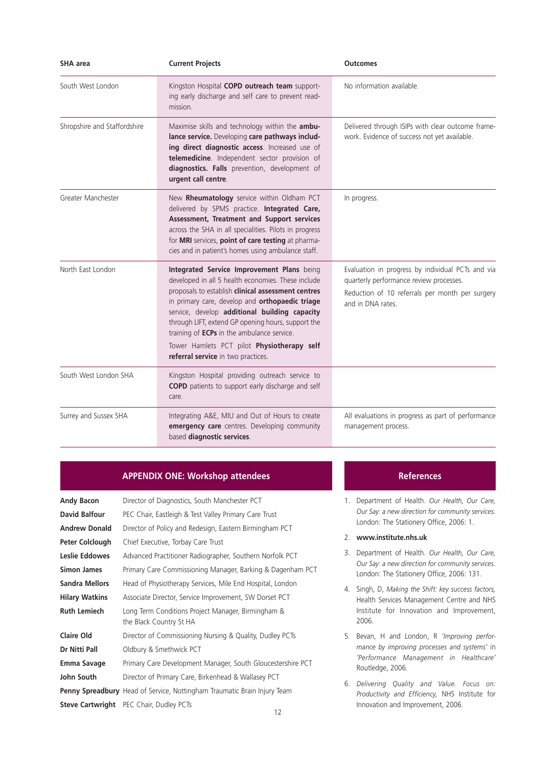| SHA area | Current Projects | Outcomes |
|---|---|---|
| South West London | Kingston Hospital **COPD outreach team** supporting early discharge and self care to prevent readmission. | No information available. |
| Shropshire and Staffordshire | Maximise skills and technology within the **ambulance service.** Developing **care pathways including direct diagnostic access**. Increased use of **telemedicine**. Independent sector provision of **diagnostics. Falls** prevention, development of **urgent call centre**. | Delivered through ISIPs with clear outcome framework. Evidence of success not yet available. |
| Greater Manchester | New **Rheumatology** service within Oldham PCT delivered by SPMS practice. **Integrated Care, Assessment, Treatment and Support services** across the SHA in all specialities. Pilots in progress for **MRI** services, **point of care testing** at pharmacies and in patient's homes using ambulance staff. | In progress. |
| North East London | **Integrated Service Improvement Plans** being developed in all 5 health economies. These include proposals to establish **clinical assessment centres** in primary care, develop and **orthopaedic triage** service, develop **additional building capacity** through LIFT, extend GP opening hours, support the training of **ECPs** in the ambulance service.<br>Tower Hamlets PCT pilot **Physiotherapy self referral service** in two practices. | Evaluation in progress by individual PCTs and via quarterly performance review processes.<br>Reduction of 10 referrals per month per surgery and in DNA rates. |
| South West London SHA | Kingston Hospital providing outreach service to **COPD** patients to support early discharge and self care. | |
| Surrey and Sussex SHA | Integrating A&E, MIU and Out of Hours to create **emergency care** centres. Developing community based **diagnostic services**. | All evaluations in progress as part of performance management process. |

## APPENDIX ONE: Workshop attendees

| | |
|---|---|
| **Andy Bacon** | Director of Diagnostics, South Manchester PCT |
| **David Balfour** | PEC Chair, Eastleigh & Test Valley Primary Care Trust |
| **Andrew Donald** | Director of Policy and Redesign, Eastern Birmingham PCT |
| **Peter Colclough** | Chief Executive, Torbay Care Trust |
| **Leslie Eddowes** | Advanced Practitioner Radiographer, Southern Norfolk PCT |
| **Simon James** | Primary Care Commissioning Manager, Barking & Dagenham PCT |
| **Sandra Mellors** | Head of Physiotherapy Services, Mile End Hospital, London |
| **Hilary Watkins** | Associate Director, Service Improvement, SW Dorset PCT |
| **Ruth Lemiech** | Long Term Conditions Project Manager, Birmingham & the Black Country St HA |
| **Claire Old** | Director of Commissioning Nursing & Quality, Dudley PCTs |
| **Dr Nitti Pall** | Oldbury & Smethwick PCT |
| **Emma Savage** | Primary Care Development Manager, South Gloucestershire PCT |
| **John South** | Director of Primary Care, Birkenhead & Wallasey PCT |
| **Penny Spreadbury** | Head of Service, Nottingham Traumatic Brain Injury Team |
| **Steve Cartwright** | PEC Chair, Dudley PCTs |

## References

1. Department of Health. *Our Health, Our Care, Our Say: a new direction for community services.* London: The Stationery Office, 2006: 1.
2. **www.institute.nhs.uk**
3. Department of Health. *Our Health, Our Care, Our Say: a new direction for community services.* London: The Stationery Office, 2006: 131.
4. Singh, D, *Making the Shift: key success factors,* Health Services Management Centre and NHS Institute for Innovation and Improvement, 2006.
5. Bevan, H and London, R *'Improving performance by improving processes and systems'* in *'Performance Management in Healthcare'* Routledge, 2006.
6. *Delivering Quality and Value. Focus on: Productivity and Efficiency,* NHS Institute for Innovation and Improvement, 2006.